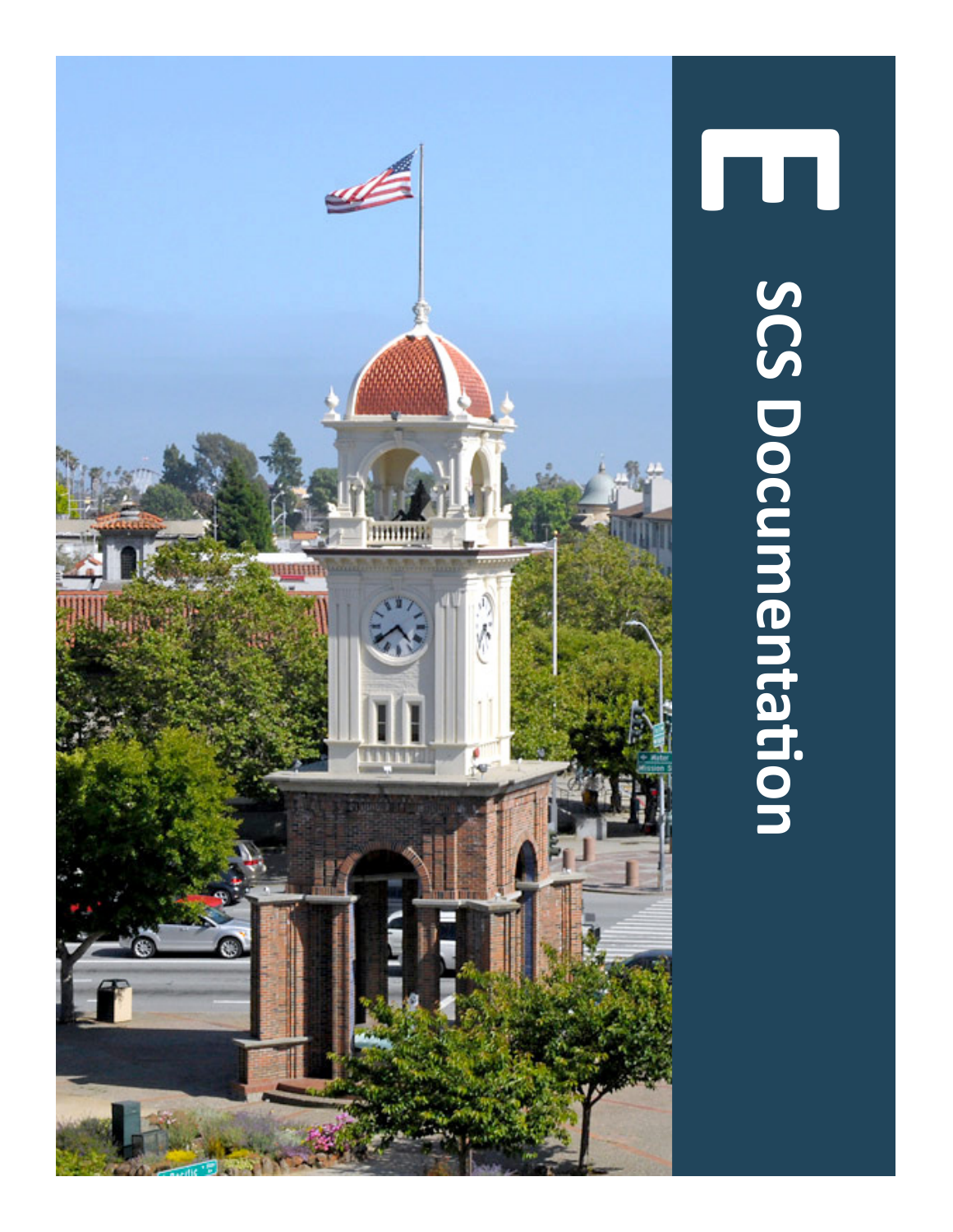# E

# SCS Documentation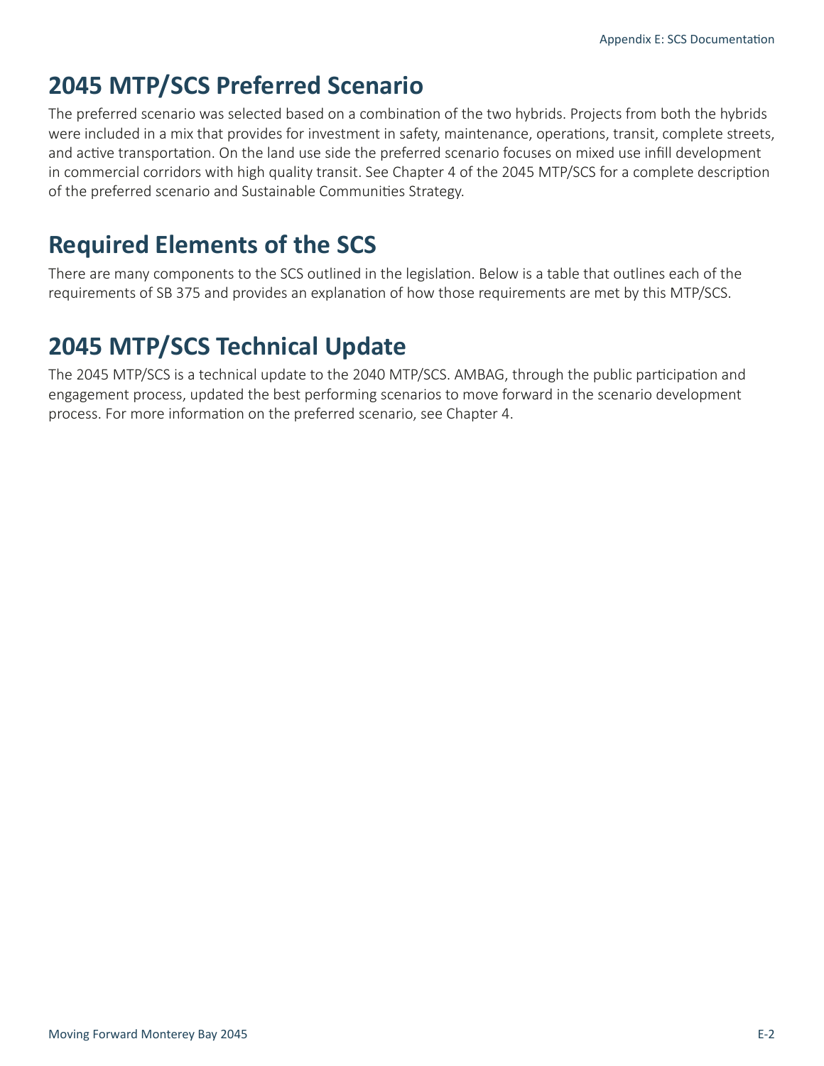## 2045 MTP/SCS Preferred Scenario

The preferred scenario was selected based on a combination of the two hybrids. Projects from both the hybrids were included in a mix that provides for investment in safety, maintenance, operations, transit, complete streets, and active transportation. On the land use side the preferred scenario focuses on mixed use infill development in commercial corridors with high quality transit. See Chapter 4 of the 2045 MTP/SCS for a complete description of the preferred scenario and Sustainable Communities Strategy.

## Required Elements of the SCS

There are many components to the SCS outlined in the legislation. Below is a table that outlines each of the requirements of SB 375 and provides an explanation of how those requirements are met by this MTP/SCS.

## 2045 MTP/SCS Technical Update

The 2045 MTP/SCS is a technical update to the 2040 MTP/SCS. AMBAG, through the public participation and engagement process, updated the best performing scenarios to move forward in the scenario development process. For more information on the preferred scenario, see Chapter 4.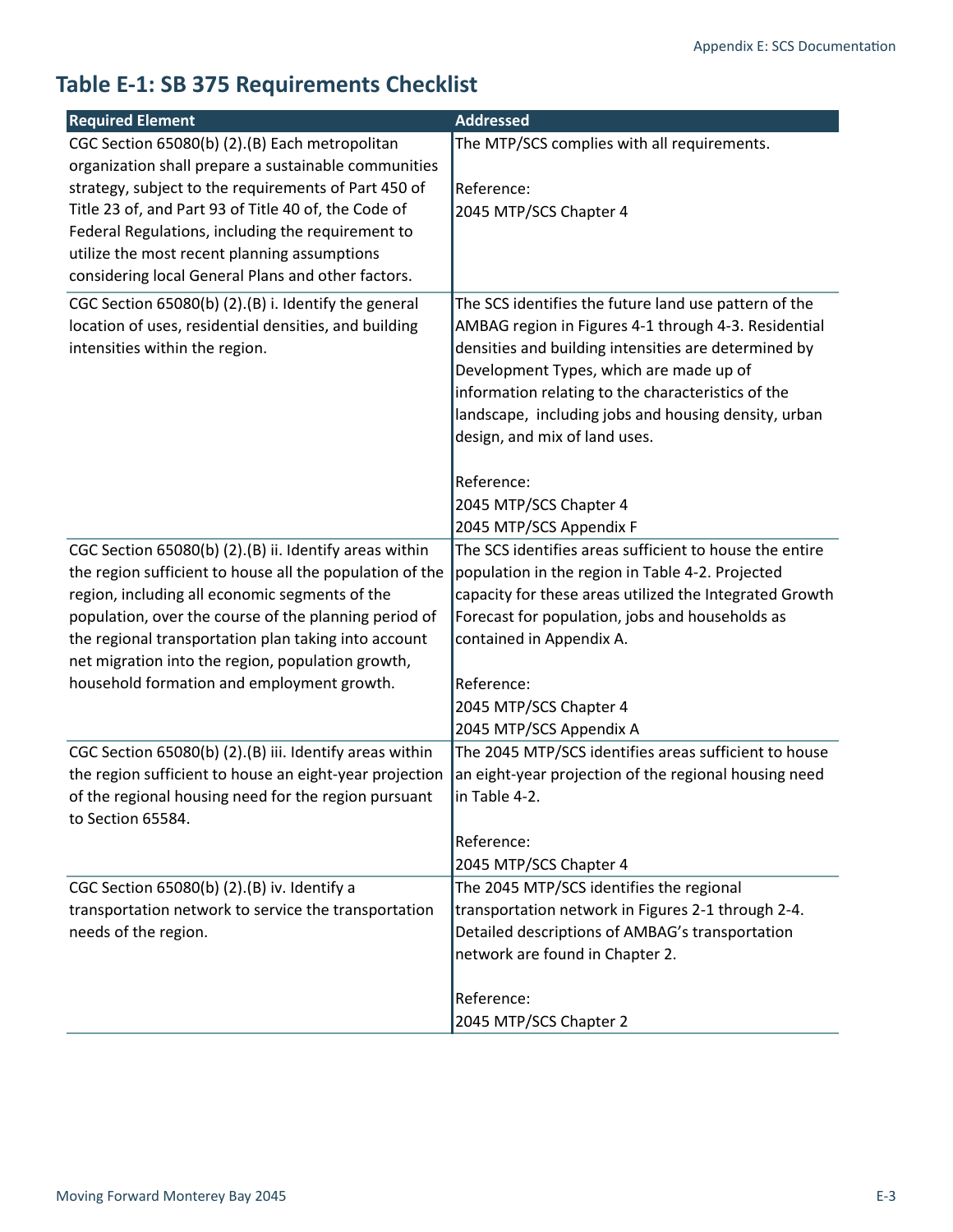## Table E-1: SB 375 Requirements Checklist

| Required Element | Addressed |
|---|---|
| CGC Section 65080(b) (2).(B) Each metropolitan organization shall prepare a sustainable communities strategy, subject to the requirements of Part 450 of Title 23 of, and Part 93 of Title 40 of, the Code of Federal Regulations, including the requirement to utilize the most recent planning assumptions considering local General Plans and other factors. | The MTP/SCS complies with all requirements.<br><br>Reference:<br>2045 MTP/SCS Chapter 4 |
| CGC Section 65080(b) (2).(B) i. Identify the general location of uses, residential densities, and building intensities within the region. | The SCS identifies the future land use pattern of the AMBAG region in Figures 4-1 through 4-3. Residential densities and building intensities are determined by Development Types, which are made up of information relating to the characteristics of the landscape, including jobs and housing density, urban design, and mix of land uses.<br><br>Reference:<br>2045 MTP/SCS Chapter 4<br>2045 MTP/SCS Appendix F |
| CGC Section 65080(b) (2).(B) ii. Identify areas within the region sufficient to house all the population of the region, including all economic segments of the population, over the course of the planning period of the regional transportation plan taking into account net migration into the region, population growth, household formation and employment growth. | The SCS identifies areas sufficient to house the entire population in the region in Table 4-2. Projected capacity for these areas utilized the Integrated Growth Forecast for population, jobs and households as contained in Appendix A.<br><br>Reference:<br>2045 MTP/SCS Chapter 4<br>2045 MTP/SCS Appendix A |
| CGC Section 65080(b) (2).(B) iii. Identify areas within the region sufficient to house an eight-year projection of the regional housing need for the region pursuant to Section 65584. | The 2045 MTP/SCS identifies areas sufficient to house an eight-year projection of the regional housing need in Table 4-2.<br><br>Reference:<br>2045 MTP/SCS Chapter 4 |
| CGC Section 65080(b) (2).(B) iv. Identify a transportation network to service the transportation needs of the region. | The 2045 MTP/SCS identifies the regional transportation network in Figures 2-1 through 2-4. Detailed descriptions of AMBAG's transportation network are found in Chapter 2.<br><br>Reference:<br>2045 MTP/SCS Chapter 2 |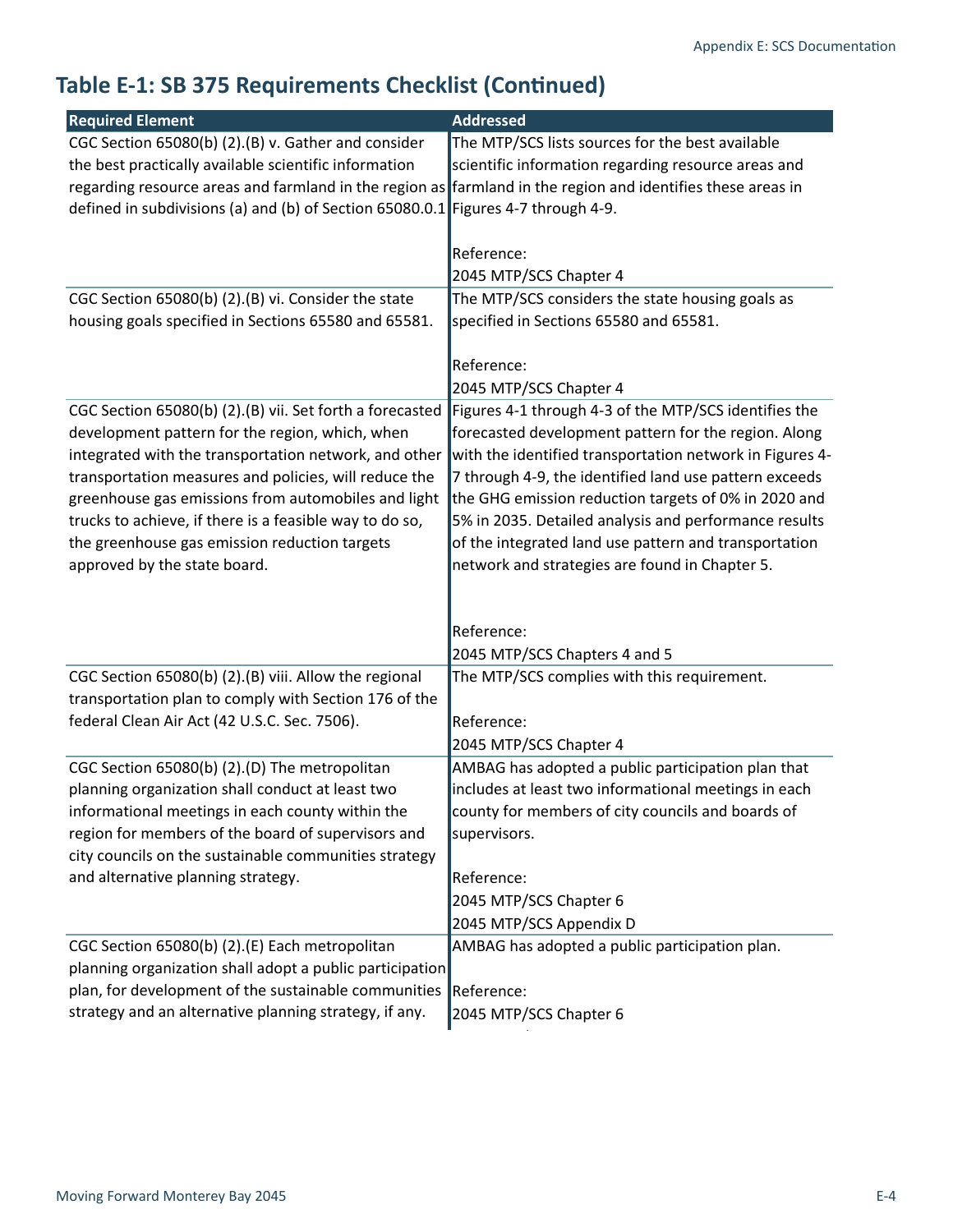## Table E-1: SB 375 Requirements Checklist (Continued)

| Required Element | Addressed |
| --- | --- |
| CGC Section 65080(b) (2).(B) v. Gather and consider the best practically available scientific information regarding resource areas and farmland in the region as defined in subdivisions (a) and (b) of Section 65080.0.1 | The MTP/SCS lists sources for the best available scientific information regarding resource areas and farmland in the region and identifies these areas in Figures 4-7 through 4-9.<br><br>Reference:<br>2045 MTP/SCS Chapter 4 |
| CGC Section 65080(b) (2).(B) vi. Consider the state housing goals specified in Sections 65580 and 65581. | The MTP/SCS considers the state housing goals as specified in Sections 65580 and 65581.<br><br>Reference:<br>2045 MTP/SCS Chapter 4 |
| CGC Section 65080(b) (2).(B) vii. Set forth a forecasted development pattern for the region, which, when integrated with the transportation network, and other transportation measures and policies, will reduce the greenhouse gas emissions from automobiles and light trucks to achieve, if there is a feasible way to do so, the greenhouse gas emission reduction targets approved by the state board. | Figures 4-1 through 4-3 of the MTP/SCS identifies the forecasted development pattern for the region. Along with the identified transportation network in Figures 4-7 through 4-9, the identified land use pattern exceeds the GHG emission reduction targets of 0% in 2020 and 5% in 2035. Detailed analysis and performance results of the integrated land use pattern and transportation network and strategies are found in Chapter 5.<br><br>Reference:<br>2045 MTP/SCS Chapters 4 and 5 |
| CGC Section 65080(b) (2).(B) viii. Allow the regional transportation plan to comply with Section 176 of the federal Clean Air Act (42 U.S.C. Sec. 7506). | The MTP/SCS complies with this requirement.<br><br>Reference:<br>2045 MTP/SCS Chapter 4 |
| CGC Section 65080(b) (2).(D) The metropolitan planning organization shall conduct at least two informational meetings in each county within the region for members of the board of supervisors and city councils on the sustainable communities strategy and alternative planning strategy. | AMBAG has adopted a public participation plan that includes at least two informational meetings in each county for members of city councils and boards of supervisors.<br><br>Reference:<br>2045 MTP/SCS Chapter 6<br>2045 MTP/SCS Appendix D |
| CGC Section 65080(b) (2).(E) Each metropolitan planning organization shall adopt a public participation plan, for development of the sustainable communities strategy and an alternative planning strategy, if any. | AMBAG has adopted a public participation plan.<br><br>Reference:<br>2045 MTP/SCS Chapter 6 |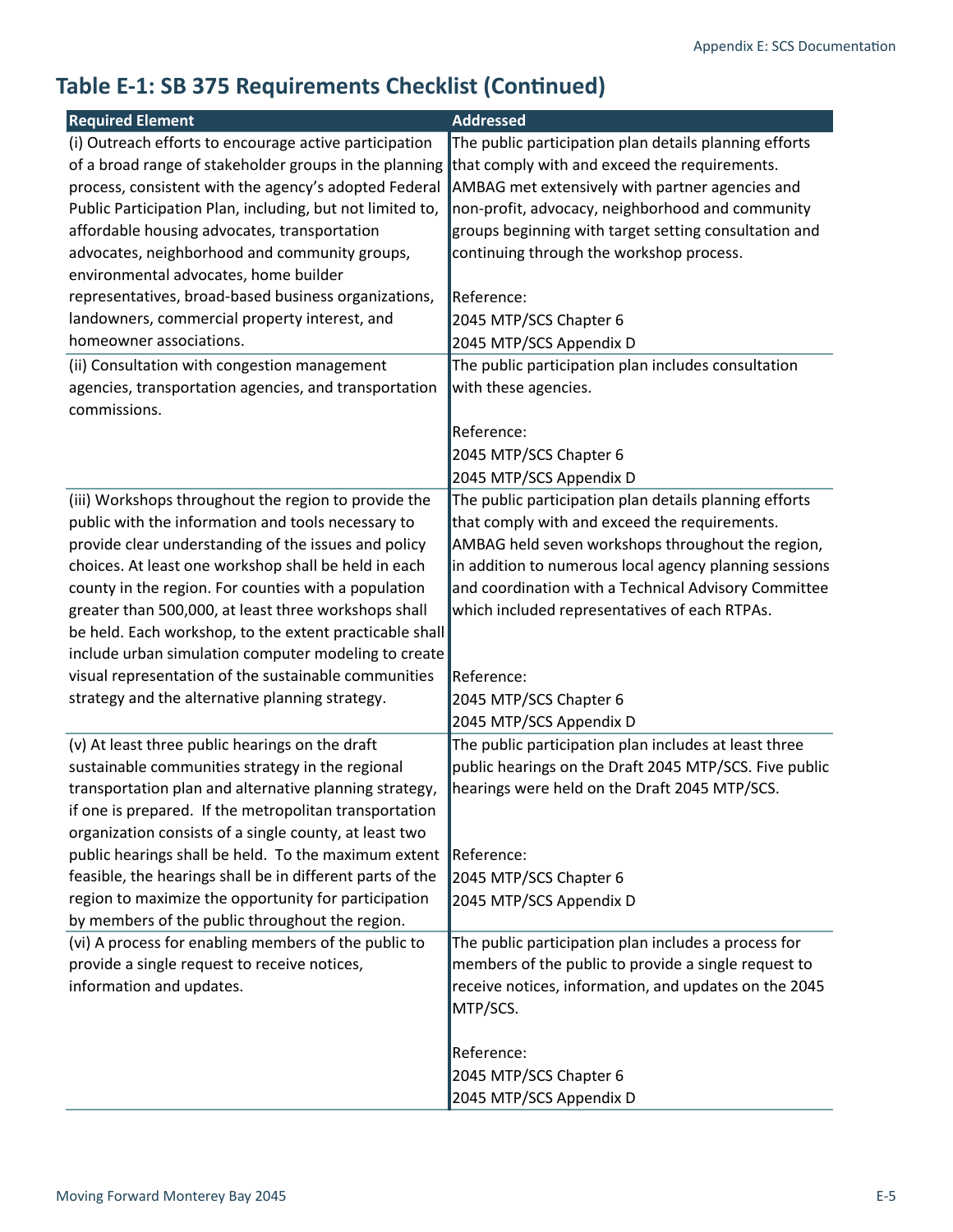## Table E-1: SB 375 Requirements Checklist (Continued)

| Required Element | Addressed |
|---|---|
| (i) Outreach efforts to encourage active participation of a broad range of stakeholder groups in the planning process, consistent with the agency's adopted Federal Public Participation Plan, including, but not limited to, affordable housing advocates, transportation advocates, neighborhood and community groups, environmental advocates, home builder representatives, broad-based business organizations, landowners, commercial property interest, and homeowner associations. | The public participation plan details planning efforts that comply with and exceed the requirements. AMBAG met extensively with partner agencies and non-profit, advocacy, neighborhood and community groups beginning with target setting consultation and continuing through the workshop process.<br><br>Reference:<br>2045 MTP/SCS Chapter 6<br>2045 MTP/SCS Appendix D |
| (ii) Consultation with congestion management agencies, transportation agencies, and transportation commissions. | The public participation plan includes consultation with these agencies.<br><br>Reference:<br>2045 MTP/SCS Chapter 6<br>2045 MTP/SCS Appendix D |
| (iii) Workshops throughout the region to provide the public with the information and tools necessary to provide clear understanding of the issues and policy choices. At least one workshop shall be held in each county in the region. For counties with a population greater than 500,000, at least three workshops shall be held. Each workshop, to the extent practicable shall include urban simulation computer modeling to create visual representation of the sustainable communities strategy and the alternative planning strategy. | The public participation plan details planning efforts that comply with and exceed the requirements. AMBAG held seven workshops throughout the region, in addition to numerous local agency planning sessions and coordination with a Technical Advisory Committee which included representatives of each RTPAs.<br><br>Reference:<br>2045 MTP/SCS Chapter 6<br>2045 MTP/SCS Appendix D |
| (v) At least three public hearings on the draft sustainable communities strategy in the regional transportation plan and alternative planning strategy, if one is prepared. If the metropolitan transportation organization consists of a single county, at least two public hearings shall be held. To the maximum extent feasible, the hearings shall be in different parts of the region to maximize the opportunity for participation by members of the public throughout the region. | The public participation plan includes at least three public hearings on the Draft 2045 MTP/SCS. Five public hearings were held on the Draft 2045 MTP/SCS.<br><br>Reference:<br>2045 MTP/SCS Chapter 6<br>2045 MTP/SCS Appendix D |
| (vi) A process for enabling members of the public to provide a single request to receive notices, information and updates. | The public participation plan includes a process for members of the public to provide a single request to receive notices, information, and updates on the 2045 MTP/SCS.<br><br>Reference:<br>2045 MTP/SCS Chapter 6<br>2045 MTP/SCS Appendix D |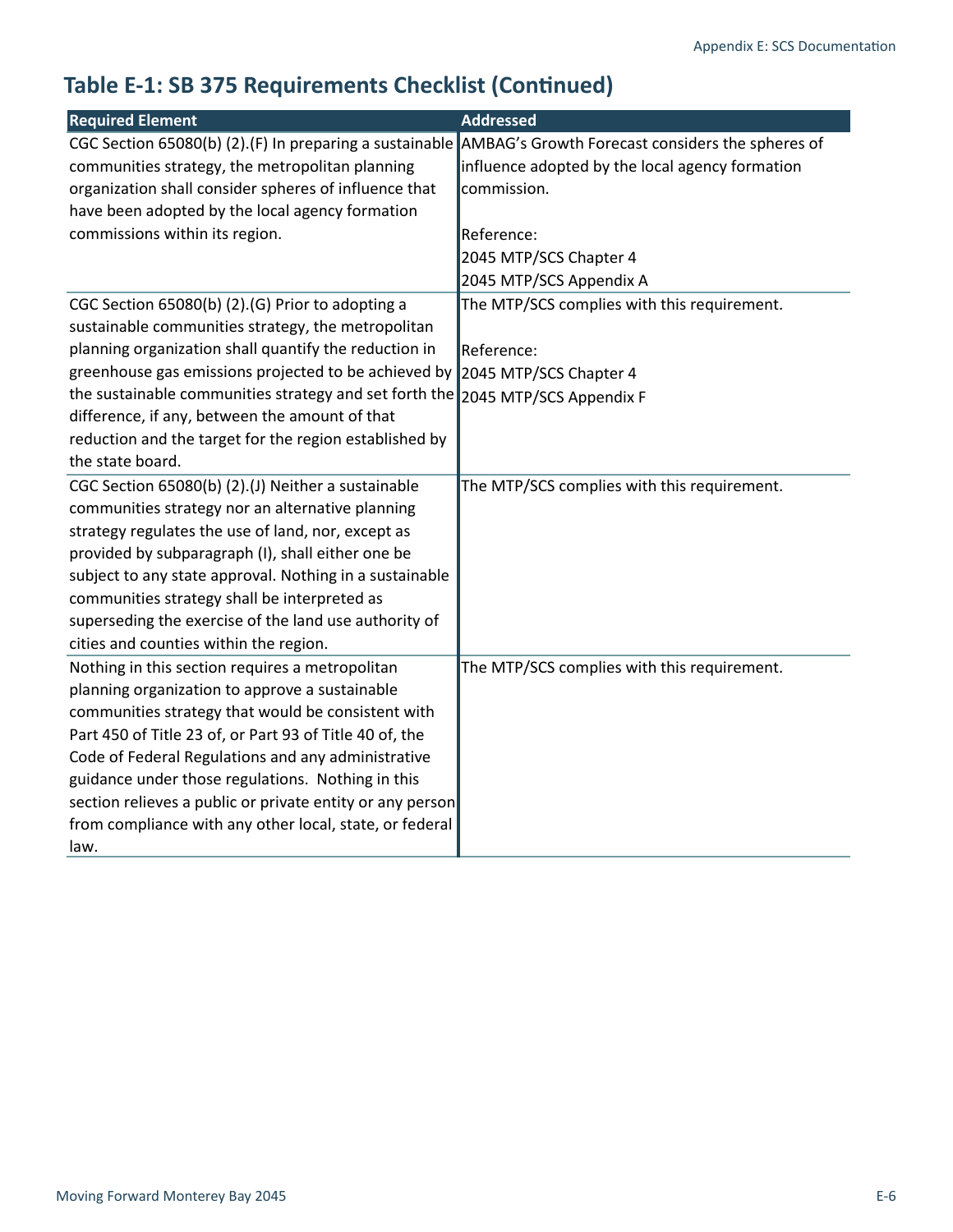## Table E-1: SB 375 Requirements Checklist (Continued)

| Required Element | Addressed |
| --- | --- |
| CGC Section 65080(b) (2).(F) In preparing a sustainable communities strategy, the metropolitan planning organization shall consider spheres of influence that have been adopted by the local agency formation commissions within its region. | AMBAG's Growth Forecast considers the spheres of influence adopted by the local agency formation commission.<br><br>Reference:<br>2045 MTP/SCS Chapter 4<br>2045 MTP/SCS Appendix A |
| CGC Section 65080(b) (2).(G) Prior to adopting a sustainable communities strategy, the metropolitan planning organization shall quantify the reduction in greenhouse gas emissions projected to be achieved by the sustainable communities strategy and set forth the difference, if any, between the amount of that reduction and the target for the region established by the state board. | The MTP/SCS complies with this requirement.<br><br>Reference:<br>2045 MTP/SCS Chapter 4<br>2045 MTP/SCS Appendix F |
| CGC Section 65080(b) (2).(J) Neither a sustainable communities strategy nor an alternative planning strategy regulates the use of land, nor, except as provided by subparagraph (I), shall either one be subject to any state approval. Nothing in a sustainable communities strategy shall be interpreted as superseding the exercise of the land use authority of cities and counties within the region. | The MTP/SCS complies with this requirement. |
| Nothing in this section requires a metropolitan planning organization to approve a sustainable communities strategy that would be consistent with Part 450 of Title 23 of, or Part 93 of Title 40 of, the Code of Federal Regulations and any administrative guidance under those regulations. Nothing in this section relieves a public or private entity or any person from compliance with any other local, state, or federal law. | The MTP/SCS complies with this requirement. |